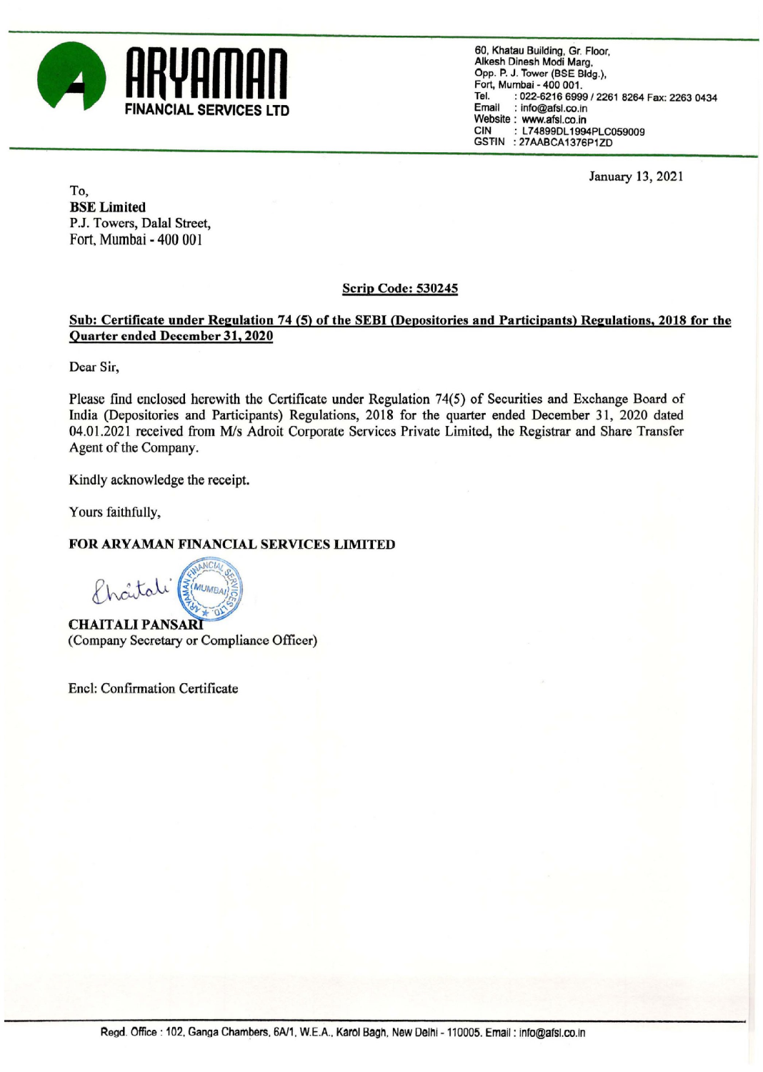**ARYAMAN FINANCIAL SERVICES LTD**

60, Khatau Building, Gr. Floor,
Alkesh Dinesh Modi Marg,
Opp. P. J. Tower (BSE Bldg.),
Fort, Mumbai - 400 001.
Tel. : 022-6216 6999 / 2261 8264 Fax: 2263 0434
Email : info@afsl.co.in
Website : www.afsl.co.in
CIN : L74899DL1994PLC059009
GSTIN : 27AABCA1376P1ZD

January 13, 2021

To,
**BSE Limited**
P.J. Towers, Dalal Street,
Fort, Mumbai - 400 001

**Scrip Code: 530245**

**Sub: Certificate under Regulation 74 (5) of the SEBI (Depositories and Participants) Regulations, 2018 for the Quarter ended December 31, 2020**

Dear Sir,

Please find enclosed herewith the Certificate under Regulation 74(5) of Securities and Exchange Board of India (Depositories and Participants) Regulations, 2018 for the quarter ended December 31, 2020 dated 04.01.2021 received from M/s Adroit Corporate Services Private Limited, the Registrar and Share Transfer Agent of the Company.

Kindly acknowledge the receipt.

Yours faithfully,

**FOR ARYAMAN FINANCIAL SERVICES LIMITED**

**CHAITALI PANSARI**
(Company Secretary or Compliance Officer)

Encl: Confirmation Certificate

Regd. Office : 102, Ganga Chambers, 6A/1, W.E.A., Karol Bagh, New Delhi - 110005. Email : info@afsl.co.in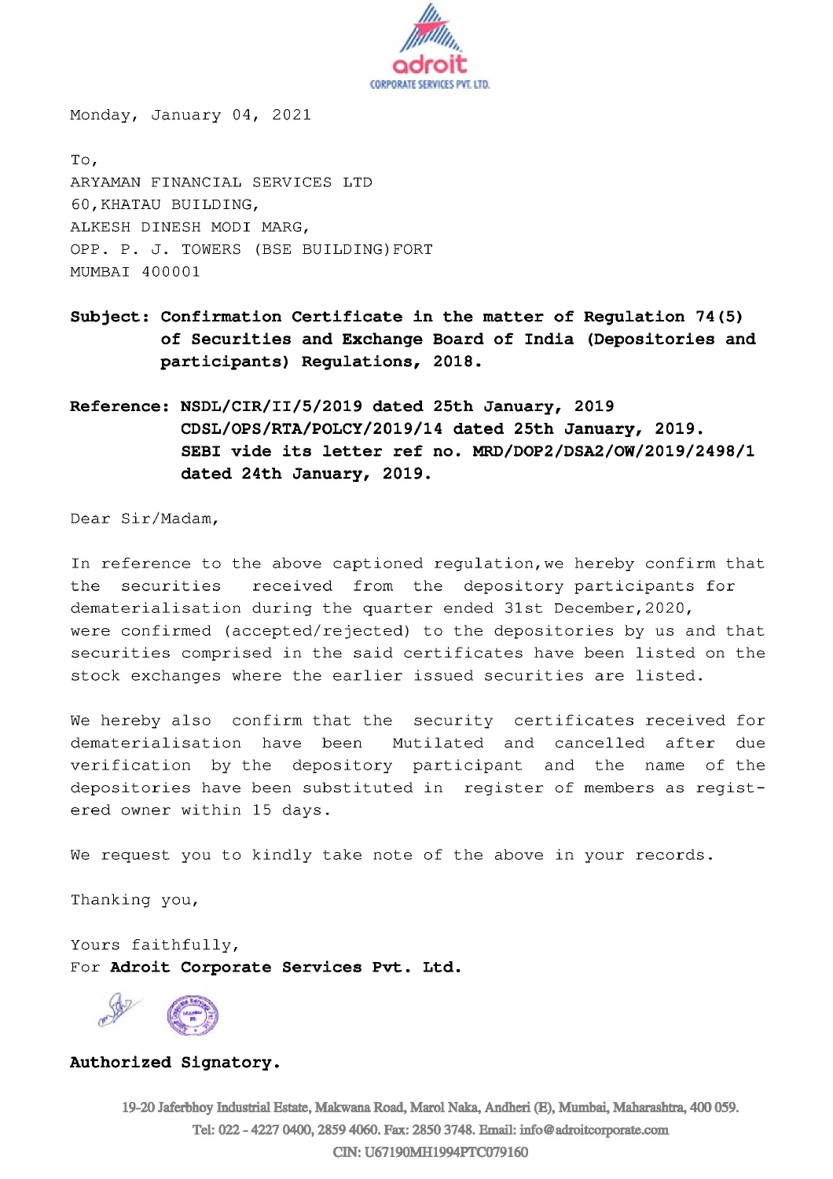adroit
CORPORATE SERVICES PVT. LTD.

Monday, January 04, 2021

To,
ARYAMAN FINANCIAL SERVICES LTD
60,KHATAU BUILDING,
ALKESH DINESH MODI MARG,
OPP. P. J. TOWERS (BSE BUILDING)FORT
MUMBAI 400001

**Subject: Confirmation Certificate in the matter of Regulation 74(5) of Securities and Exchange Board of India (Depositories and participants) Regulations, 2018.**

**Reference: NSDL/CIR/II/5/2019 dated 25th January, 2019**
**CDSL/OPS/RTA/POLCY/2019/14 dated 25th January, 2019.**
**SEBI vide its letter ref no. MRD/DOP2/DSA2/OW/2019/2498/1 dated 24th January, 2019.**

Dear Sir/Madam,

In reference to the above captioned regulation,we hereby confirm that the securities received from the depository participants for dematerialisation during the quarter ended 31st December,2020, were confirmed (accepted/rejected) to the depositories by us and that securities comprised in the said certificates have been listed on the stock exchanges where the earlier issued securities are listed.

We hereby also confirm that the security certificates received for dematerialisation have been Mutilated and cancelled after due verification by the depository participant and the name of the depositories have been substituted in register of members as registered owner within 15 days.

We request you to kindly take note of the above in your records.

Thanking you,

Yours faithfully,
For **Adroit Corporate Services Pvt. Ltd.**

**Authorized Signatory.**

19-20 Jaferbhoy Industrial Estate, Makwana Road, Marol Naka, Andheri (E), Mumbai, Maharashtra, 400 059.
Tel: 022 - 4227 0400, 2859 4060. Fax: 2850 3748. Email: info@adroitcorporate.com
CIN: U67190MH1994PTC079160